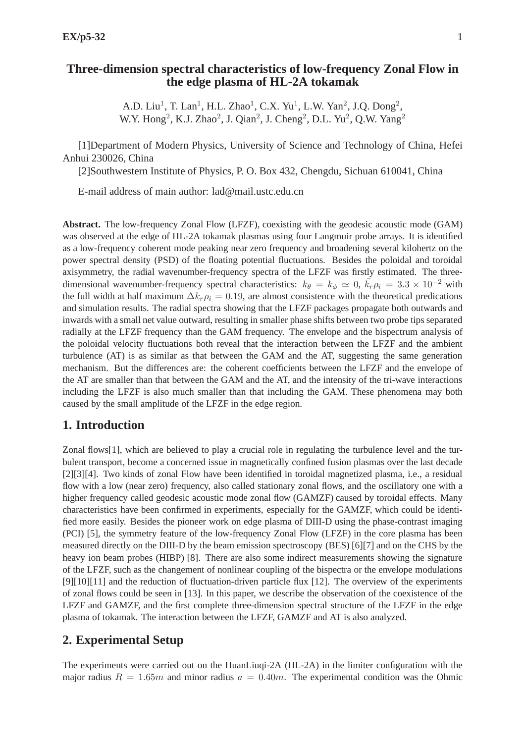# Three-dimension spectral characteristics of low-frequency Zonal Flow in the edge plasma of HL-2A tokamak

A.D. Liu[1], T. Lan[1], H.L. Zhao[1], C.X. Yu[1], L.W. Yan[2], J.Q. Dong[2], W.Y. Hong[2], K.J. Zhao[2], J. Qian[2], J. Cheng[2], D.L. Yu[2], Q.W. Yang[2]

[1]Department of Modern Physics, University of Science and Technology of China, Hefei Anhui 230026, China

[2]Southwestern Institute of Physics, P. O. Box 432, Chengdu, Sichuan 610041, China

E-mail address of main author: lad@mail.ustc.edu.cn

**Abstract.** The low-frequency Zonal Flow (LFZF), coexisting with the geodesic acoustic mode (GAM) was observed at the edge of HL-2A tokamak plasmas using four Langmuir probe arrays. It is identified as a low-frequency coherent mode peaking near zero frequency and broadening several kilohertz on the power spectral density (PSD) of the floating potential fluctuations. Besides the poloidal and toroidal axisymmetry, the radial wavenumber-frequency spectra of the LFZF was firstly estimated. The three-dimensional wavenumber-frequency spectral characteristics: $k_\theta = k_\phi \simeq 0$, $\bar{k_r}\rho_i = 3.3 \times 10^{-2}$ with the full width at half maximum $\Delta k_r \rho_i = 0.19$, are almost consistence with the theoretical predications and simulation results. The radial spectra showing that the LFZF packages propagate both outwards and inwards with a small net value outward, resulting in smaller phase shifts between two probe tips separated radially at the LFZF frequency than the GAM frequency. The envelope and the bispectrum analysis of the poloidal velocity fluctuations both reveal that the interaction between the LFZF and the ambient turbulence (AT) is as similar as that between the GAM and the AT, suggesting the same generation mechanism. But the differences are: the coherent coefficients between the LFZF and the envelope of the AT are smaller than that between the GAM and the AT, and the intensity of the tri-wave interactions including the LFZF is also much smaller than that including the GAM. These phenomena may both caused by the small amplitude of the LFZF in the edge region.

## 1. Introduction

Zonal flows[1], which are believed to play a crucial role in regulating the turbulence level and the turbulent transport, become a concerned issue in magnetically confined fusion plasmas over the last decade [2][3][4]. Two kinds of zonal Flow have been identified in toroidal magnetized plasma, i.e., a residual flow with a low (near zero) frequency, also called stationary zonal flows, and the oscillatory one with a higher frequency called geodesic acoustic mode zonal flow (GAMZF) caused by toroidal effects. Many characteristics have been confirmed in experiments, especially for the GAMZF, which could be identified more easily. Besides the pioneer work on edge plasma of DIII-D using the phase-contrast imaging (PCI) [5], the symmetry feature of the low-frequency Zonal Flow (LFZF) in the core plasma has been measured directly on the DIII-D by the beam emission spectroscopy (BES) [6][7] and on the CHS by the heavy ion beam probes (HIBP) [8]. There are also some indirect measurements showing the signature of the LFZF, such as the changement of nonlinear coupling of the bispectra or the envelope modulations [9][10][11] and the reduction of fluctuation-driven particle flux [12]. The overview of the experiments of zonal flows could be seen in [13]. In this paper, we describe the observation of the coexistence of the LFZF and GAMZF, and the first complete three-dimension spectral structure of the LFZF in the edge plasma of tokamak. The interaction between the LFZF, GAMZF and AT is also analyzed.

## 2. Experimental Setup

The experiments were carried out on the HuanLiuqi-2A (HL-2A) in the limiter configuration with the major radius $R = 1.65m$ and minor radius $a = 0.40m$. The experimental condition was the Ohmic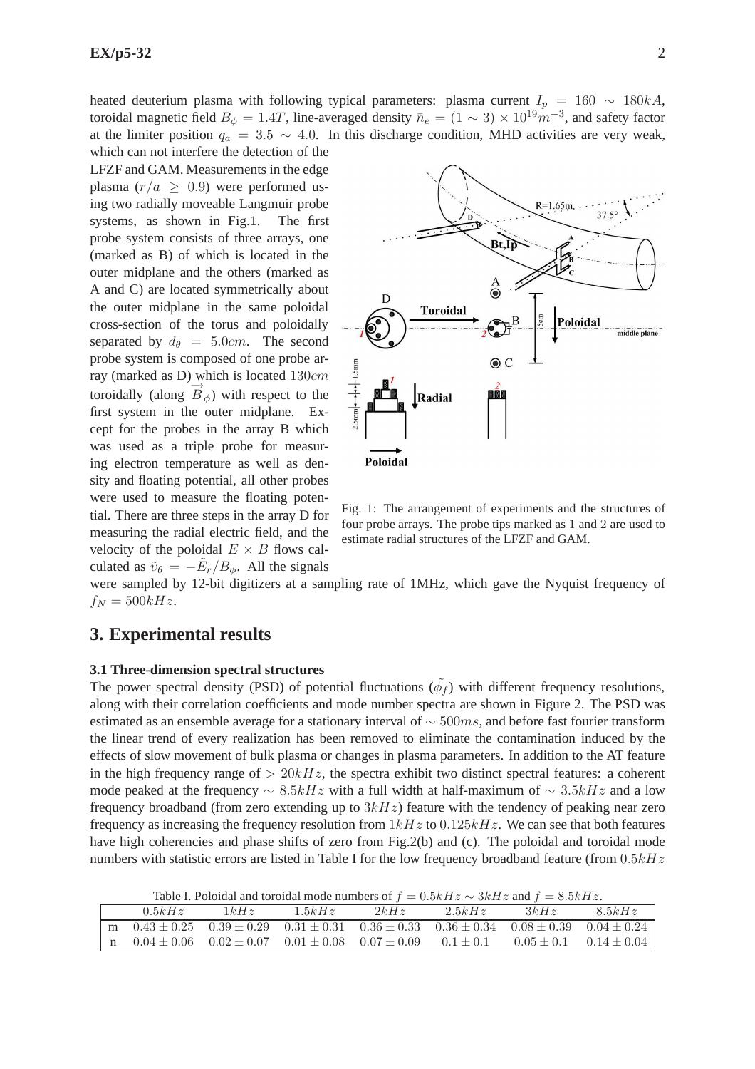heated deuterium plasma with following typical parameters: plasma current $I_p = 160 \sim 180kA$, toroidal magnetic field $B_\phi = 1.4T$, line-averaged density $\bar{n}_e = (1 \sim 3) \times 10^{19}m^{-3}$, and safety factor at the limiter position $q_a = 3.5 \sim 4.0$. In this discharge condition, MHD activities are very weak, which can not interfere the detection of the LFZF and GAM. Measurements in the edge plasma ($r/a \geq 0.9$) were performed using two radially moveable Langmuir probe systems, as shown in Fig.1. The first probe system consists of three arrays, one (marked as B) of which is located in the outer midplane and the others (marked as A and C) are located symmetrically about the outer midplane in the same poloidal cross-section of the torus and poloidally separated by $d_\theta = 5.0cm$. The second probe system is composed of one probe array (marked as D) which is located $130cm$ toroidally (along $\vec{B}_\phi$) with respect to the first system in the outer midplane. Except for the probes in the array B which was used as a triple probe for measuring electron temperature as well as density and floating potential, all other probes were used to measure the floating potential. There are three steps in the array D for measuring the radial electric field, and the velocity of the poloidal $E \times B$ flows calculated as $\tilde{v}_\theta = -\tilde{E}_r/B_\phi$. All the signals were sampled by 12-bit digitizers at a sampling rate of 1MHz, which gave the Nyquist frequency of $f_N = 500kHz$.

Fig. 1: The arrangement of experiments and the structures of four probe arrays. The probe tips marked as 1 and 2 are used to estimate radial structures of the LFZF and GAM.

## 3. Experimental results

### 3.1 Three-dimension spectral structures

The power spectral density (PSD) of potential fluctuations ($\tilde{\phi}_f$) with different frequency resolutions, along with their correlation coefficients and mode number spectra are shown in Figure 2. The PSD was estimated as an ensemble average for a stationary interval of $\sim 500ms$, and before fast fourier transform the linear trend of every realization has been removed to eliminate the contamination induced by the effects of slow movement of bulk plasma or changes in plasma parameters. In addition to the AT feature in the high frequency range of $> 20kHz$, the spectra exhibit two distinct spectral features: a coherent mode peaked at the frequency $\sim 8.5kHz$ with a full width at half-maximum of $\sim 3.5kHz$ and a low frequency broadband (from zero extending up to $3kHz$) feature with the tendency of peaking near zero frequency as increasing the frequency resolution from $1kHz$ to $0.125kHz$. We can see that both features have high coherencies and phase shifts of zero from Fig.2(b) and (c). The poloidal and toroidal mode numbers with statistic errors are listed in Table I for the low frequency broadband feature (from $0.5kHz$

Table I. Poloidal and toroidal mode numbers of $f = 0.5kHz \sim 3kHz$ and $f = 8.5kHz$.

| | $0.5kHz$ | $1kHz$ | $1.5kHz$ | $2kHz$ | $2.5kHz$ | $3kHz$ | $8.5kHz$ |
|---|---|---|---|---|---|---|---|
| m | $0.43 \pm 0.25$ | $0.39 \pm 0.29$ | $0.31 \pm 0.31$ | $0.36 \pm 0.33$ | $0.36 \pm 0.34$ | $0.08 \pm 0.39$ | $0.04 \pm 0.24$ |
| n | $0.04 \pm 0.06$ | $0.02 \pm 0.07$ | $0.01 \pm 0.08$ | $0.07 \pm 0.09$ | $0.1 \pm 0.1$ | $0.05 \pm 0.1$ | $0.14 \pm 0.04$ |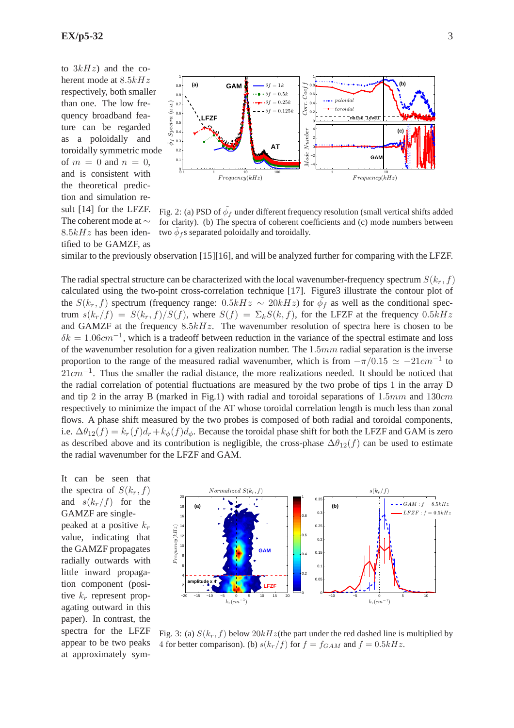to $3kHz$) and the coherent mode at $8.5kHz$ respectively, both smaller than one. The low frequency broadband feature can be regarded as a poloidally and toroidally symmetric mode of $m = 0$ and $n = 0$, and is consistent with the theoretical prediction and simulation result [14] for the LFZF. The coherent mode at $\sim 8.5kHz$ has been identified to be GAMZF, as similar to the previously observation [15][16], and will be analyzed further for comparing with the LFZF.

Fig. 2: (a) PSD of $\tilde{\phi}_f$ under different frequency resolution (small vertical shifts added for clarity). (b) The spectra of coherent coefficients and (c) mode numbers between two $\tilde{\phi}_f$s separated poloidally and toroidally.

The radial spectral structure can be characterized with the local wavenumber-frequency spectrum $S(k_r, f)$ calculated using the two-point cross-correlation technique [17]. Figure3 illustrate the contour plot of the $S(k_r, f)$ spectrum (frequency range: $0.5kHz \sim 20kHz$) for $\tilde{\phi}_f$ as well as the conditional spectrum $s(k_r/f) = S(k_r, f)/S(f)$, where $S(f) = \Sigma_k S(k, f)$, for the LFZF at the frequency $0.5kHz$ and GAMZF at the frequency $8.5kHz$. The wavenumber resolution of spectra here is chosen to be $\delta k = 1.06cm^{-1}$, which is a tradeoff between reduction in the variance of the spectral estimate and loss of the wavenumber resolution for a given realization number. The $1.5mm$ radial separation is the inverse proportion to the range of the measured radial wavenumber, which is from $-\pi/0.15 \simeq -21cm^{-1}$ to $21cm^{-1}$. Thus the smaller the radial distance, the more realizations needed. It should be noticed that the radial correlation of potential fluctuations are measured by the two probe of tips 1 in the array D and tip 2 in the array B (marked in Fig.1) with radial and toroidal separations of $1.5mm$ and $130cm$ respectively to minimize the impact of the AT whose toroidal correlation length is much less than zonal flows. A phase shift measured by the two probes is composed of both radial and toroidal components, i.e. $\Delta\theta_{12}(f) = k_r(f)d_r + k_\phi(f)d_\phi$. Because the toroidal phase shift for both the LFZF and GAM is zero as described above and its contribution is negligible, the cross-phase $\Delta\theta_{12}(f)$ can be used to estimate the radial wavenumber for the LFZF and GAM.

It can be seen that the spectra of $S(k_r, f)$ and $s(k_r/f)$ for the GAMZF are single-peaked at a positive $k_r$ value, indicating that the GAMZF propagates radially outwards with little inward propagation component (positive $k_r$ represent propagating outward in this paper). In contrast, the spectra for the LFZF appear to be two peaks at approximately sym-

Fig. 3: (a) $S(k_r, f)$ below $20kHz$(the part under the red dashed line is multiplied by 4 for better comparison). (b) $s(k_r/f)$ for $f = f_{GAM}$ and $f = 0.5kHz$.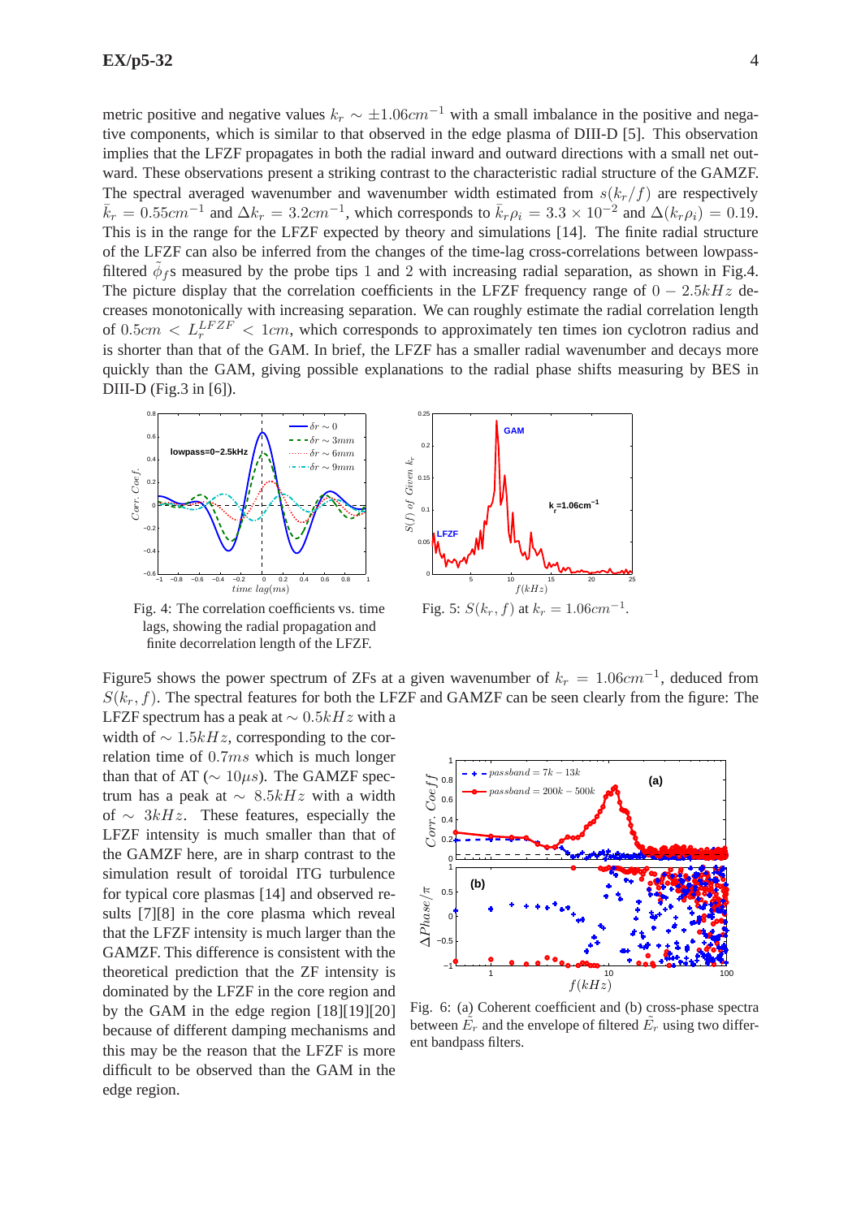metric positive and negative values $k_r \sim \pm 1.06cm^{-1}$ with a small imbalance in the positive and negative components, which is similar to that observed in the edge plasma of DIII-D [5]. This observation implies that the LFZF propagates in both the radial inward and outward directions with a small net outward. These observations present a striking contrast to the characteristic radial structure of the GAMZF. The spectral averaged wavenumber and wavenumber width estimated from $s(k_r/f)$ are respectively $\bar{k}_r = 0.55cm^{-1}$ and $\Delta k_r = 3.2cm^{-1}$, which corresponds to $\bar{k}_r\rho_i = 3.3 \times 10^{-2}$ and $\Delta(k_r\rho_i) = 0.19$. This is in the range for the LFZF expected by theory and simulations [14]. The finite radial structure of the LFZF can also be inferred from the changes of the time-lag cross-correlations between lowpass-filtered $\tilde{\phi}_f$s measured by the probe tips 1 and 2 with increasing radial separation, as shown in Fig.4. The picture display that the correlation coefficients in the LFZF frequency range of $0 - 2.5kHz$ decreases monotonically with increasing separation. We can roughly estimate the radial correlation length of $0.5cm < L_r^{LFZF} < 1cm$, which corresponds to approximately ten times ion cyclotron radius and is shorter than that of the GAM. In brief, the LFZF has a smaller radial wavenumber and decays more quickly than the GAM, giving possible explanations to the radial phase shifts measuring by BES in DIII-D (Fig.3 in [6]).

Fig. 4: The correlation coefficients vs. time lags, showing the radial propagation and finite decorrelation length of the LFZF.

Fig. 5: $S(k_r, f)$ at $k_r = 1.06cm^{-1}$.

Figure5 shows the power spectrum of ZFs at a given wavenumber of $k_r = 1.06cm^{-1}$, deduced from $S(k_r, f)$. The spectral features for both the LFZF and GAMZF can be seen clearly from the figure: The LFZF spectrum has a peak at $\sim 0.5kHz$ with a width of $\sim 1.5kHz$, corresponding to the correlation time of $0.7ms$ which is much longer than that of AT ($\sim 10\mu s$). The GAMZF spectrum has a peak at $\sim 8.5kHz$ with a width of $\sim 3kHz$. These features, especially the LFZF intensity is much smaller than that of the GAMZF here, are in sharp contrast to the simulation result of toroidal ITG turbulence for typical core plasmas [14] and observed results [7][8] in the core plasma which reveal that the LFZF intensity is much larger than the GAMZF. This difference is consistent with the theoretical prediction that the ZF intensity is dominated by the LFZF in the core region and by the GAM in the edge region [18][19][20] because of different damping mechanisms and this may be the reason that the LFZF is more difficult to be observed than the GAM in the edge region.

Fig. 6: (a) Coherent coefficient and (b) cross-phase spectra between $\tilde{E}_r$ and the envelope of filtered $\tilde{E}_r$ using two different bandpass filters.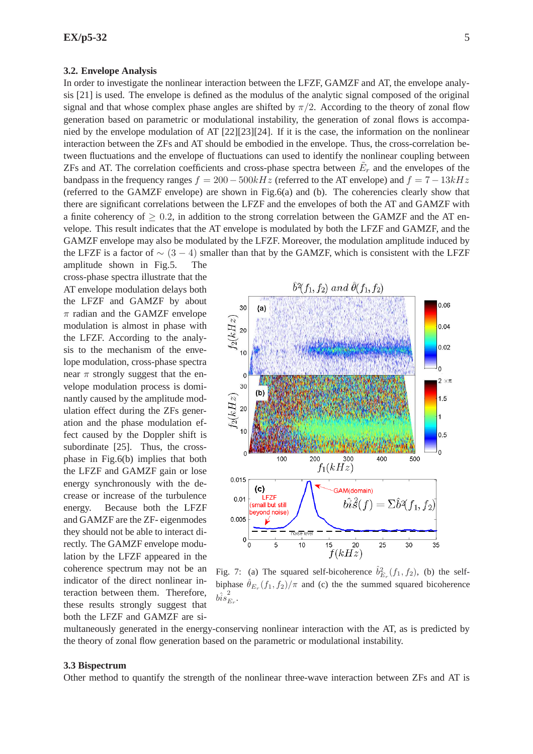### 3.2. Envelope Analysis

In order to investigate the nonlinear interaction between the LFZF, GAMZF and AT, the envelope analysis [21] is used. The envelope is defined as the modulus of the analytic signal composed of the original signal and that whose complex phase angles are shifted by $\pi/2$. According to the theory of zonal flow generation based on parametric or modulational instability, the generation of zonal flows is accompanied by the envelope modulation of AT [22][23][24]. If it is the case, the information on the nonlinear interaction between the ZFs and AT should be embodied in the envelope. Thus, the cross-correlation between fluctuations and the envelope of fluctuations can used to identify the nonlinear coupling between ZFs and AT. The correlation coefficients and cross-phase spectra between $\tilde{E}_r$ and the envelopes of the bandpass in the frequency ranges $f = 200-500kHz$ (referred to the AT envelope) and $f = 7-13kHz$ (referred to the GAMZF envelope) are shown in Fig.6(a) and (b). The coherencies clearly show that there are significant correlations between the LFZF and the envelopes of both the AT and GAMZF with a finite coherency of $\geq 0.2$, in addition to the strong correlation between the GAMZF and the AT envelope. This result indicates that the AT envelope is modulated by both the LFZF and GAMZF, and the GAMZF envelope may also be modulated by the LFZF. Moreover, the modulation amplitude induced by the LFZF is a factor of $\sim (3-4)$ smaller than that by the GAMZF, which is consistent with the LFZF amplitude shown in Fig.5. The cross-phase spectra illustrate that the AT envelope modulation delays both the LFZF and GAMZF by about $\pi$ radian and the GAMZF envelope modulation is almost in phase with the LFZF. According to the analysis to the mechanism of the envelope modulation, cross-phase spectra near $\pi$ strongly suggest that the envelope modulation process is dominantly caused by the amplitude modulation effect during the ZFs generation and the phase modulation effect caused by the Doppler shift is subordinate [25]. Thus, the cross-phase in Fig.6(b) implies that both the LFZF and GAMZF gain or lose energy synchronously with the decrease or increase of the turbulence energy. Because both the LFZF and GAMZF are the ZF- eigenmodes they should not be able to interact directly. The GAMZF envelope modulation by the LFZF appeared in the coherence spectrum may not be an indicator of the direct nonlinear interaction between them. Therefore, these results strongly suggest that both the LFZF and GAMZF are simultaneously generated in the energy-conserving nonlinear interaction with the AT, as is predicted by the theory of zonal flow generation based on the parametric or modulational instability.

Fig. 7: (a) The squared self-bicoherence $\hat{b}^2_{E_r}(f_1, f_2)$, (b) the self-biphase $\hat{\theta}_{E_r}(f_1, f_2)/\pi$ and (c) the the summed squared bicoherence $\hat{bis}^2_{E_r}$.

### 3.3 Bispectrum

Other method to quantify the strength of the nonlinear three-wave interaction between ZFs and AT is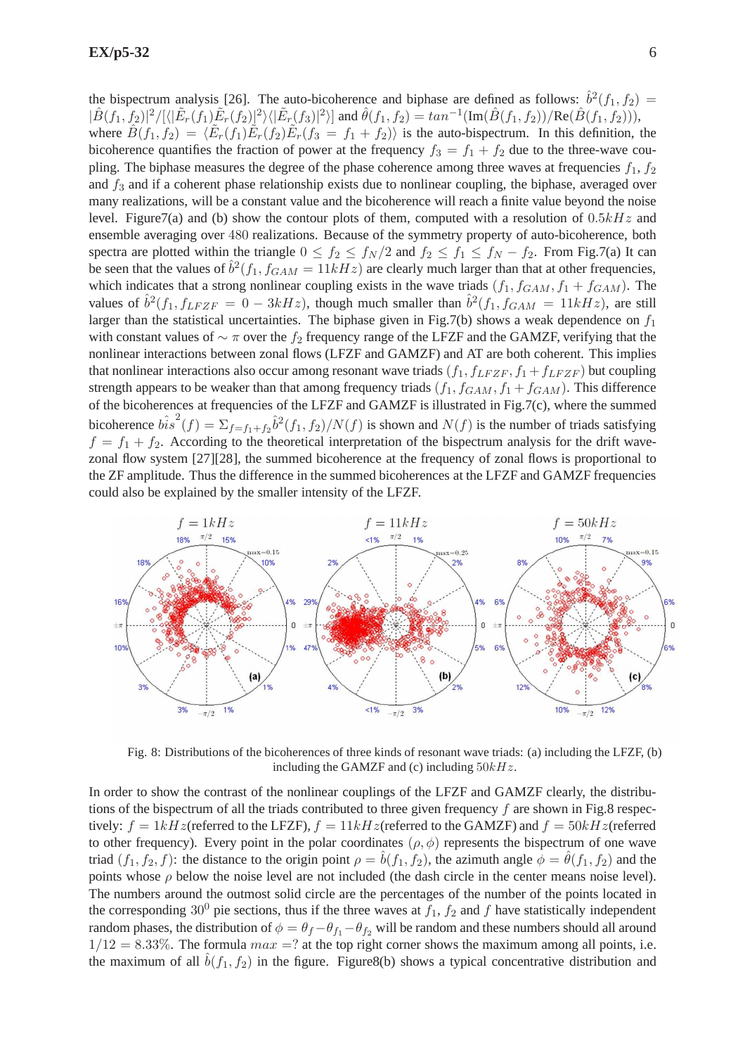the bispectrum analysis [26]. The auto-bicoherence and biphase are defined as follows: $\hat{b}^2(f_1, f_2) = |\hat{B}(f_1, f_2)|^2/[\langle|\tilde{E}_r(f_1)\tilde{E}_r(f_2)|^2\rangle\langle|\tilde{E}_r(f_3)|^2\rangle]$ and $\hat{\theta}(f_1, f_2) = tan^{-1}(\text{Im}(\hat{B}(f_1, f_2))/\text{Re}(\hat{B}(f_1, f_2)))$, where $\hat{B}(f_1, f_2) = \langle\tilde{E}_r(f_1)\tilde{E}_r(f_2)\tilde{E}_r(f_3 = f_1 + f_2)\rangle$ is the auto-bispectrum. In this definition, the bicoherence quantifies the fraction of power at the frequency $f_3 = f_1 + f_2$ due to the three-wave coupling. The biphase measures the degree of the phase coherence among three waves at frequencies $f_1$, $f_2$ and $f_3$ and if a coherent phase relationship exists due to nonlinear coupling, the biphase, averaged over many realizations, will be a constant value and the bicoherence will reach a finite value beyond the noise level. Figure7(a) and (b) show the contour plots of them, computed with a resolution of $0.5kHz$ and ensemble averaging over 480 realizations. Because of the symmetry property of auto-bicoherence, both spectra are plotted within the triangle $0 \leq f_2 \leq f_N/2$ and $f_2 \leq f_1 \leq f_N - f_2$. From Fig.7(a) It can be seen that the values of $\hat{b}^2(f_1, f_{GAM} = 11kHz)$ are clearly much larger than that at other frequencies, which indicates that a strong nonlinear coupling exists in the wave triads $(f_1, f_{GAM}, f_1 + f_{GAM})$. The values of $\hat{b}^2(f_1, f_{LFZF} = 0 - 3kHz)$, though much smaller than $\hat{b}^2(f_1, f_{GAM} = 11kHz)$, are still larger than the statistical uncertainties. The biphase given in Fig.7(b) shows a weak dependence on $f_1$ with constant values of $\sim \pi$ over the $f_2$ frequency range of the LFZF and the GAMZF, verifying that the nonlinear interactions between zonal flows (LFZF and GAMZF) and AT are both coherent. This implies that nonlinear interactions also occur among resonant wave triads $(f_1, f_{LFZF}, f_1 + f_{LFZF})$ but coupling strength appears to be weaker than that among frequency triads $(f_1, f_{GAM}, f_1 + f_{GAM})$. This difference of the bicoherences at frequencies of the LFZF and GAMZF is illustrated in Fig.7(c), where the summed bicoherence $\hat{bis}^2(f) = \Sigma_{f=f_1+f_2}\hat{b}^2(f_1, f_2)/N(f)$ is shown and $N(f)$ is the number of triads satisfying $f = f_1 + f_2$. According to the theoretical interpretation of the bispectrum analysis for the drift wave-zonal flow system [27][28], the summed bicoherence at the frequency of zonal flows is proportional to the ZF amplitude. Thus the difference in the summed bicoherences at the LFZF and GAMZF frequencies could also be explained by the smaller intensity of the LFZF.

Fig. 8: Distributions of the bicoherences of three kinds of resonant wave triads: (a) including the LFZF, (b) including the GAMZF and (c) including $50kHz$.

In order to show the contrast of the nonlinear couplings of the LFZF and GAMZF clearly, the distributions of the bispectrum of all the triads contributed to three given frequency $f$ are shown in Fig.8 respectively: $f = 1kHz$(referred to the LFZF), $f = 11kHz$(referred to the GAMZF) and $f = 50kHz$(referred to other frequency). Every point in the polar coordinates $(\rho, \phi)$ represents the bispectrum of one wave triad $(f_1, f_2, f)$: the distance to the origin point $\rho = \hat{b}(f_1, f_2)$, the azimuth angle $\phi = \hat{\theta}(f_1, f_2)$ and the points whose $\rho$ below the noise level are not included (the dash circle in the center means noise level). The numbers around the outmost solid circle are the percentages of the number of the points located in the corresponding $30^0$ pie sections, thus if the three waves at $f_1$, $f_2$ and $f$ have statistically independent random phases, the distribution of $\phi = \theta_f - \theta_{f_1} - \theta_{f_2}$ will be random and these numbers should all around $1/12 = 8.33\%$. The formula $max =?$ at the top right corner shows the maximum among all points, i.e. the maximum of all $\hat{b}(f_1, f_2)$ in the figure. Figure8(b) shows a typical concentrative distribution and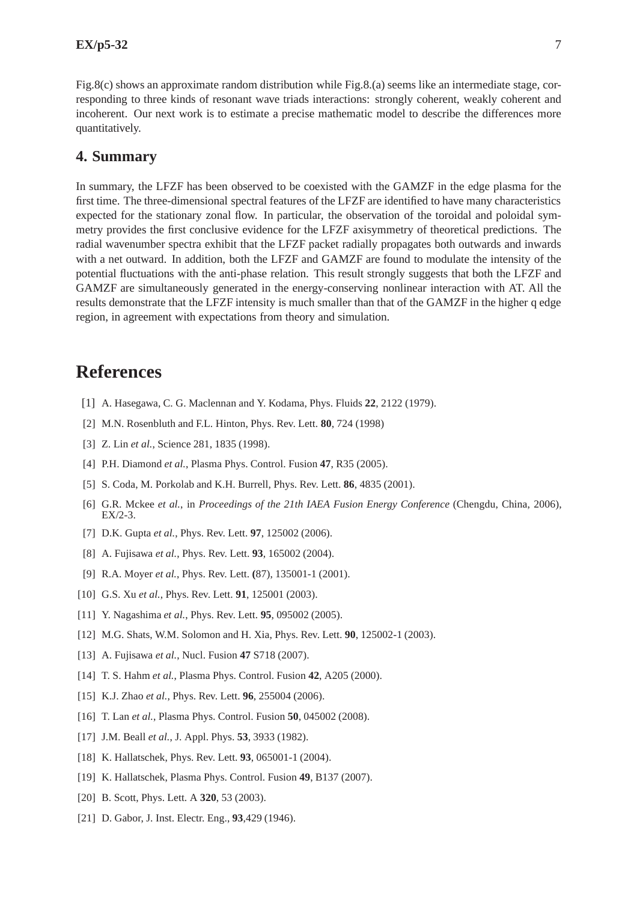Fig.8(c) shows an approximate random distribution while Fig.8.(a) seems like an intermediate stage, corresponding to three kinds of resonant wave triads interactions: strongly coherent, weakly coherent and incoherent. Our next work is to estimate a precise mathematic model to describe the differences more quantitatively.

## 4. Summary

In summary, the LFZF has been observed to be coexisted with the GAMZF in the edge plasma for the first time. The three-dimensional spectral features of the LFZF are identified to have many characteristics expected for the stationary zonal flow. In particular, the observation of the toroidal and poloidal symmetry provides the first conclusive evidence for the LFZF axisymmetry of theoretical predictions. The radial wavenumber spectra exhibit that the LFZF packet radially propagates both outwards and inwards with a net outward. In addition, both the LFZF and GAMZF are found to modulate the intensity of the potential fluctuations with the anti-phase relation. This result strongly suggests that both the LFZF and GAMZF are simultaneously generated in the energy-conserving nonlinear interaction with AT. All the results demonstrate that the LFZF intensity is much smaller than that of the GAMZF in the higher q edge region, in agreement with expectations from theory and simulation.

# References

[1] A. Hasegawa, C. G. Maclennan and Y. Kodama, Phys. Fluids **22**, 2122 (1979).

[2] M.N. Rosenbluth and F.L. Hinton, Phys. Rev. Lett. **80**, 724 (1998)

[3] Z. Lin *et al.*, Science 281, 1835 (1998).

[4] P.H. Diamond *et al.*, Plasma Phys. Control. Fusion **47**, R35 (2005).

[5] S. Coda, M. Porkolab and K.H. Burrell, Phys. Rev. Lett. **86**, 4835 (2001).

[6] G.R. Mckee *et al.*, in *Proceedings of the 21th IAEA Fusion Energy Conference* (Chengdu, China, 2006), EX/2-3.

[7] D.K. Gupta *et al.*, Phys. Rev. Lett. **97**, 125002 (2006).

[8] A. Fujisawa *et al.*, Phys. Rev. Lett. **93**, 165002 (2004).

[9] R.A. Moyer *et al.*, Phys. Rev. Lett. **(**87), 135001-1 (2001).

[10] G.S. Xu *et al.*, Phys. Rev. Lett. **91**, 125001 (2003).

[11] Y. Nagashima *et al.*, Phys. Rev. Lett. **95**, 095002 (2005).

[12] M.G. Shats, W.M. Solomon and H. Xia, Phys. Rev. Lett. **90**, 125002-1 (2003).

[13] A. Fujisawa *et al.*, Nucl. Fusion **47** S718 (2007).

[14] T. S. Hahm *et al.*, Plasma Phys. Control. Fusion **42**, A205 (2000).

[15] K.J. Zhao *et al.*, Phys. Rev. Lett. **96**, 255004 (2006).

[16] T. Lan *et al.*, Plasma Phys. Control. Fusion **50**, 045002 (2008).

[17] J.M. Beall *et al.*, J. Appl. Phys. **53**, 3933 (1982).

[18] K. Hallatschek, Phys. Rev. Lett. **93**, 065001-1 (2004).

[19] K. Hallatschek, Plasma Phys. Control. Fusion **49**, B137 (2007).

[20] B. Scott, Phys. Lett. A **320**, 53 (2003).

[21] D. Gabor, J. Inst. Electr. Eng., **93**,429 (1946).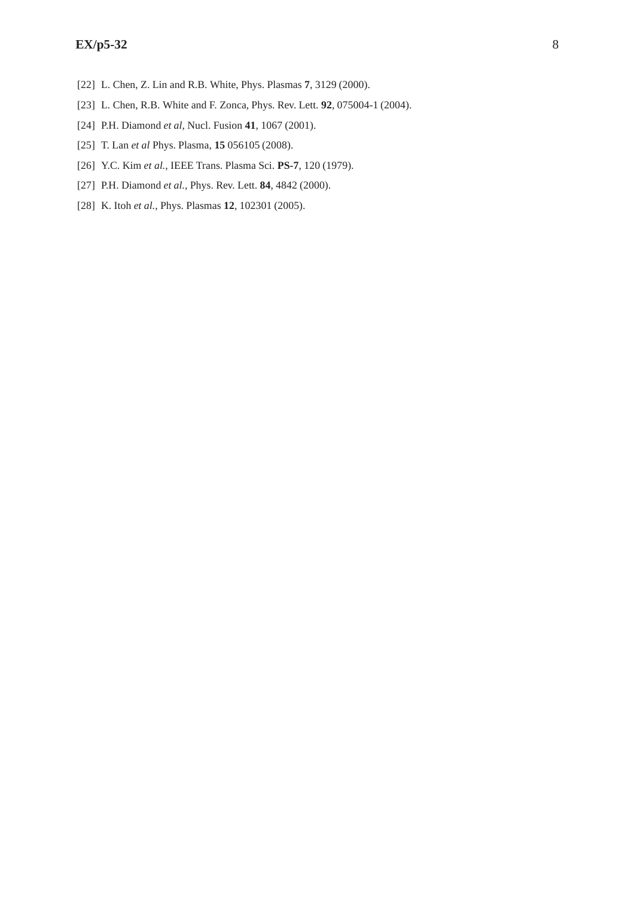[22] L. Chen, Z. Lin and R.B. White, Phys. Plasmas **7**, 3129 (2000).

[23] L. Chen, R.B. White and F. Zonca, Phys. Rev. Lett. **92**, 075004-1 (2004).

[24] P.H. Diamond *et al*, Nucl. Fusion **41**, 1067 (2001).

[25] T. Lan *et al* Phys. Plasma, **15** 056105 (2008).

[26] Y.C. Kim *et al.*, IEEE Trans. Plasma Sci. **PS-7**, 120 (1979).

[27] P.H. Diamond *et al.*, Phys. Rev. Lett. **84**, 4842 (2000).

[28] K. Itoh *et al.*, Phys. Plasmas **12**, 102301 (2005).